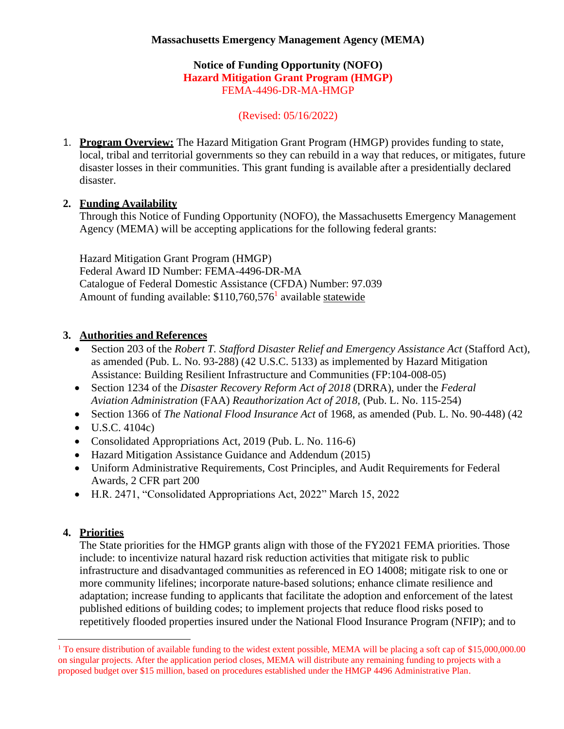**Massachusetts Emergency Management Agency (MEMA)**

**Notice of Funding Opportunity (NOFO)**
**Hazard Mitigation Grant Program (HMGP)**
FEMA-4496-DR-MA-HMGP

(Revised: 05/16/2022)

1. **Program Overview:** The Hazard Mitigation Grant Program (HMGP) provides funding to state, local, tribal and territorial governments so they can rebuild in a way that reduces, or mitigates, future disaster losses in their communities. This grant funding is available after a presidentially declared disaster.

2. **Funding Availability**
   Through this Notice of Funding Opportunity (NOFO), the Massachusetts Emergency Management Agency (MEMA) will be accepting applications for the following federal grants:

   Hazard Mitigation Grant Program (HMGP)
   Federal Award ID Number: FEMA-4496-DR-MA
   Catalogue of Federal Domestic Assistance (CFDA) Number: 97.039
   Amount of funding available: $110,760,576[1] available statewide

3. **Authorities and References**
   - Section 203 of the *Robert T. Stafford Disaster Relief and Emergency Assistance Act* (Stafford Act), as amended (Pub. L. No. 93-288) (42 U.S.C. 5133) as implemented by Hazard Mitigation Assistance: Building Resilient Infrastructure and Communities (FP:104-008-05)
   - Section 1234 of the *Disaster Recovery Reform Act of 2018* (DRRA), under the *Federal Aviation Administration* (FAA) *Reauthorization Act of 2018,* (Pub. L. No. 115-254)
   - Section 1366 of *The National Flood Insurance Act* of 1968, as amended (Pub. L. No. 90-448) (42
   - U.S.C. 4104c)
   - Consolidated Appropriations Act, 2019 (Pub. L. No. 116-6)
   - Hazard Mitigation Assistance Guidance and Addendum (2015)
   - Uniform Administrative Requirements, Cost Principles, and Audit Requirements for Federal Awards, 2 CFR part 200
   - H.R. 2471, "Consolidated Appropriations Act, 2022" March 15, 2022

4. **Priorities**
   The State priorities for the HMGP grants align with those of the FY2021 FEMA priorities. Those include: to incentivize natural hazard risk reduction activities that mitigate risk to public infrastructure and disadvantaged communities as referenced in EO 14008; mitigate risk to one or more community lifelines; incorporate nature-based solutions; enhance climate resilience and adaptation; increase funding to applicants that facilitate the adoption and enforcement of the latest published editions of building codes; to implement projects that reduce flood risks posed to repetitively flooded properties insured under the National Flood Insurance Program (NFIP); and to

[1] To ensure distribution of available funding to the widest extent possible, MEMA will be placing a soft cap of $15,000,000.00 on singular projects. After the application period closes, MEMA will distribute any remaining funding to projects with a proposed budget over $15 million, based on procedures established under the HMGP 4496 Administrative Plan.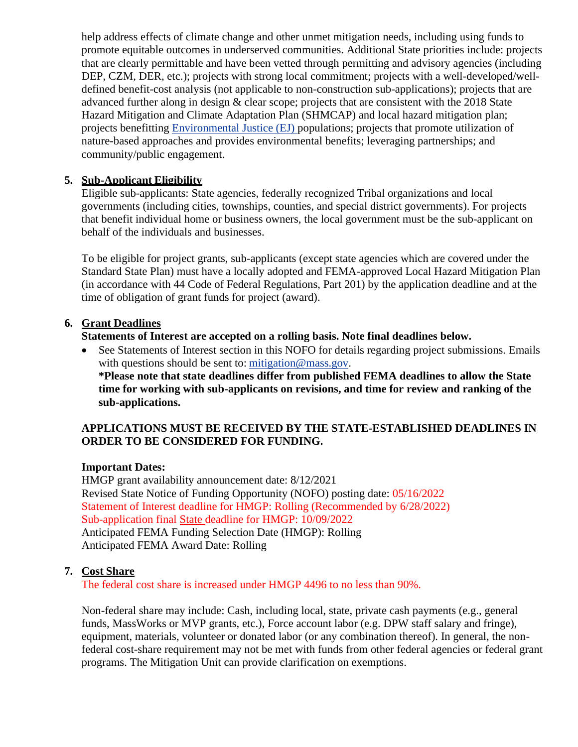help address effects of climate change and other unmet mitigation needs, including using funds to promote equitable outcomes in underserved communities. Additional State priorities include: projects that are clearly permittable and have been vetted through permitting and advisory agencies (including DEP, CZM, DER, etc.); projects with strong local commitment; projects with a well-developed/well-defined benefit-cost analysis (not applicable to non-construction sub-applications); projects that are advanced further along in design & clear scope; projects that are consistent with the 2018 State Hazard Mitigation and Climate Adaptation Plan (SHMCAP) and local hazard mitigation plan; projects benefitting Environmental Justice (EJ) populations; projects that promote utilization of nature-based approaches and provides environmental benefits; leveraging partnerships; and community/public engagement.

5. **Sub-Applicant Eligibility**

Eligible sub-applicants: State agencies, federally recognized Tribal organizations and local governments (including cities, townships, counties, and special district governments). For projects that benefit individual home or business owners, the local government must be the sub-applicant on behalf of the individuals and businesses.

To be eligible for project grants, sub-applicants (except state agencies which are covered under the Standard State Plan) must have a locally adopted and FEMA-approved Local Hazard Mitigation Plan (in accordance with 44 Code of Federal Regulations, Part 201) by the application deadline and at the time of obligation of grant funds for project (award).

6. **Grant Deadlines**

**Statements of Interest are accepted on a rolling basis. Note final deadlines below.**

- See Statements of Interest section in this NOFO for details regarding project submissions. Emails with questions should be sent to: mitigation@mass.gov.
  **\*Please note that state deadlines differ from published FEMA deadlines to allow the State time for working with sub-applicants on revisions, and time for review and ranking of the sub-applications.**

**APPLICATIONS MUST BE RECEIVED BY THE STATE-ESTABLISHED DEADLINES IN ORDER TO BE CONSIDERED FOR FUNDING.**

**Important Dates:**
HMGP grant availability announcement date: 8/12/2021
Revised State Notice of Funding Opportunity (NOFO) posting date: 05/16/2022
Statement of Interest deadline for HMGP: Rolling (Recommended by 6/28/2022)
Sub-application final State deadline for HMGP: 10/09/2022
Anticipated FEMA Funding Selection Date (HMGP): Rolling
Anticipated FEMA Award Date: Rolling

7. **Cost Share**

The federal cost share is increased under HMGP 4496 to no less than 90%.

Non-federal share may include: Cash, including local, state, private cash payments (e.g., general funds, MassWorks or MVP grants, etc.), Force account labor (e.g. DPW staff salary and fringe), equipment, materials, volunteer or donated labor (or any combination thereof). In general, the non-federal cost-share requirement may not be met with funds from other federal agencies or federal grant programs. The Mitigation Unit can provide clarification on exemptions.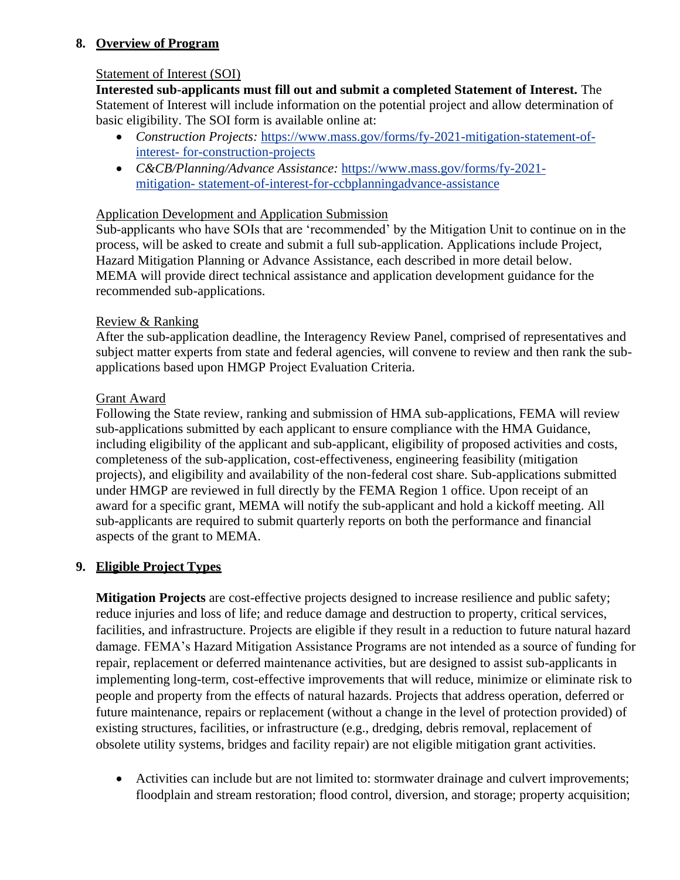## 8. Overview of Program

Statement of Interest (SOI)

**Interested sub-applicants must fill out and submit a completed Statement of Interest.** The Statement of Interest will include information on the potential project and allow determination of basic eligibility. The SOI form is available online at:

- *Construction Projects:* https://www.mass.gov/forms/fy-2021-mitigation-statement-of-interest- for-construction-projects
- *C&CB/Planning/Advance Assistance:* https://www.mass.gov/forms/fy-2021-mitigation- statement-of-interest-for-ccbplanningadvance-assistance

Application Development and Application Submission

Sub-applicants who have SOIs that are 'recommended' by the Mitigation Unit to continue on in the process, will be asked to create and submit a full sub-application. Applications include Project, Hazard Mitigation Planning or Advance Assistance, each described in more detail below. MEMA will provide direct technical assistance and application development guidance for the recommended sub-applications.

Review & Ranking

After the sub-application deadline, the Interagency Review Panel, comprised of representatives and subject matter experts from state and federal agencies, will convene to review and then rank the sub-applications based upon HMGP Project Evaluation Criteria.

Grant Award

Following the State review, ranking and submission of HMA sub-applications, FEMA will review sub-applications submitted by each applicant to ensure compliance with the HMA Guidance, including eligibility of the applicant and sub-applicant, eligibility of proposed activities and costs, completeness of the sub-application, cost-effectiveness, engineering feasibility (mitigation projects), and eligibility and availability of the non-federal cost share. Sub-applications submitted under HMGP are reviewed in full directly by the FEMA Region 1 office. Upon receipt of an award for a specific grant, MEMA will notify the sub-applicant and hold a kickoff meeting. All sub-applicants are required to submit quarterly reports on both the performance and financial aspects of the grant to MEMA.

## 9. Eligible Project Types

**Mitigation Projects** are cost-effective projects designed to increase resilience and public safety; reduce injuries and loss of life; and reduce damage and destruction to property, critical services, facilities, and infrastructure. Projects are eligible if they result in a reduction to future natural hazard damage. FEMA's Hazard Mitigation Assistance Programs are not intended as a source of funding for repair, replacement or deferred maintenance activities, but are designed to assist sub-applicants in implementing long-term, cost-effective improvements that will reduce, minimize or eliminate risk to people and property from the effects of natural hazards. Projects that address operation, deferred or future maintenance, repairs or replacement (without a change in the level of protection provided) of existing structures, facilities, or infrastructure (e.g., dredging, debris removal, replacement of obsolete utility systems, bridges and facility repair) are not eligible mitigation grant activities.

- Activities can include but are not limited to: stormwater drainage and culvert improvements; floodplain and stream restoration; flood control, diversion, and storage; property acquisition;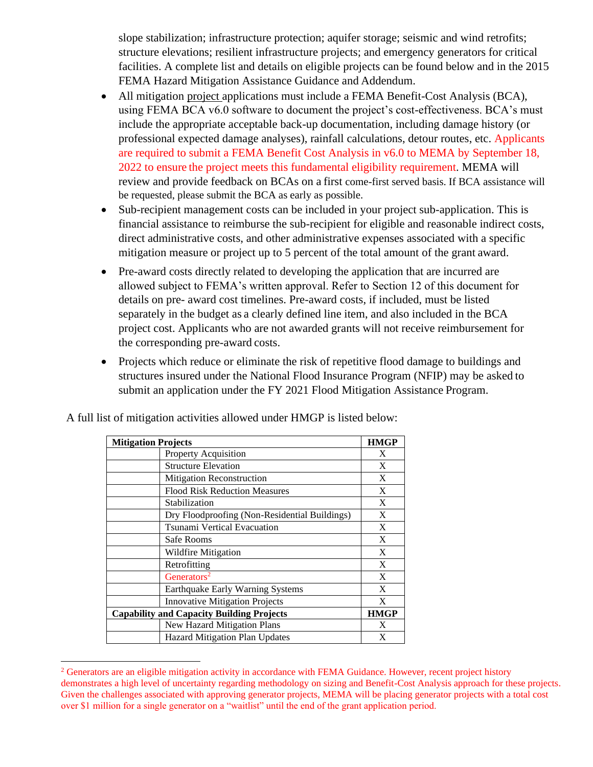slope stabilization; infrastructure protection; aquifer storage; seismic and wind retrofits; structure elevations; resilient infrastructure projects; and emergency generators for critical facilities. A complete list and details on eligible projects can be found below and in the 2015 FEMA Hazard Mitigation Assistance Guidance and Addendum.

- All mitigation project applications must include a FEMA Benefit-Cost Analysis (BCA), using FEMA BCA v6.0 software to document the project's cost-effectiveness. BCA's must include the appropriate acceptable back-up documentation, including damage history (or professional expected damage analyses), rainfall calculations, detour routes, etc. Applicants are required to submit a FEMA Benefit Cost Analysis in v6.0 to MEMA by September 18, 2022 to ensure the project meets this fundamental eligibility requirement. MEMA will review and provide feedback on BCAs on a first come-first served basis. If BCA assistance will be requested, please submit the BCA as early as possible.
- Sub-recipient management costs can be included in your project sub-application. This is financial assistance to reimburse the sub-recipient for eligible and reasonable indirect costs, direct administrative costs, and other administrative expenses associated with a specific mitigation measure or project up to 5 percent of the total amount of the grant award.
- Pre-award costs directly related to developing the application that are incurred are allowed subject to FEMA's written approval. Refer to Section 12 of this document for details on pre- award cost timelines. Pre-award costs, if included, must be listed separately in the budget as a clearly defined line item, and also included in the BCA project cost. Applicants who are not awarded grants will not receive reimbursement for the corresponding pre-award costs.
- Projects which reduce or eliminate the risk of repetitive flood damage to buildings and structures insured under the National Flood Insurance Program (NFIP) may be asked to submit an application under the FY 2021 Flood Mitigation Assistance Program.

A full list of mitigation activities allowed under HMGP is listed below:

| **Mitigation Projects** | | **HMGP** |
|---|---|---|
| | Property Acquisition | X |
| | Structure Elevation | X |
| | Mitigation Reconstruction | X |
| | Flood Risk Reduction Measures | X |
| | Stabilization | X |
| | Dry Floodproofing (Non-Residential Buildings) | X |
| | Tsunami Vertical Evacuation | X |
| | Safe Rooms | X |
| | Wildfire Mitigation | X |
| | Retrofitting | X |
| | Generators[2] | X |
| | Earthquake Early Warning Systems | X |
| | Innovative Mitigation Projects | X |
| **Capability and Capacity Building Projects** | | **HMGP** |
| | New Hazard Mitigation Plans | X |
| | Hazard Mitigation Plan Updates | X |

[2] Generators are an eligible mitigation activity in accordance with FEMA Guidance. However, recent project history demonstrates a high level of uncertainty regarding methodology on sizing and Benefit-Cost Analysis approach for these projects. Given the challenges associated with approving generator projects, MEMA will be placing generator projects with a total cost over $1 million for a single generator on a "waitlist" until the end of the grant application period.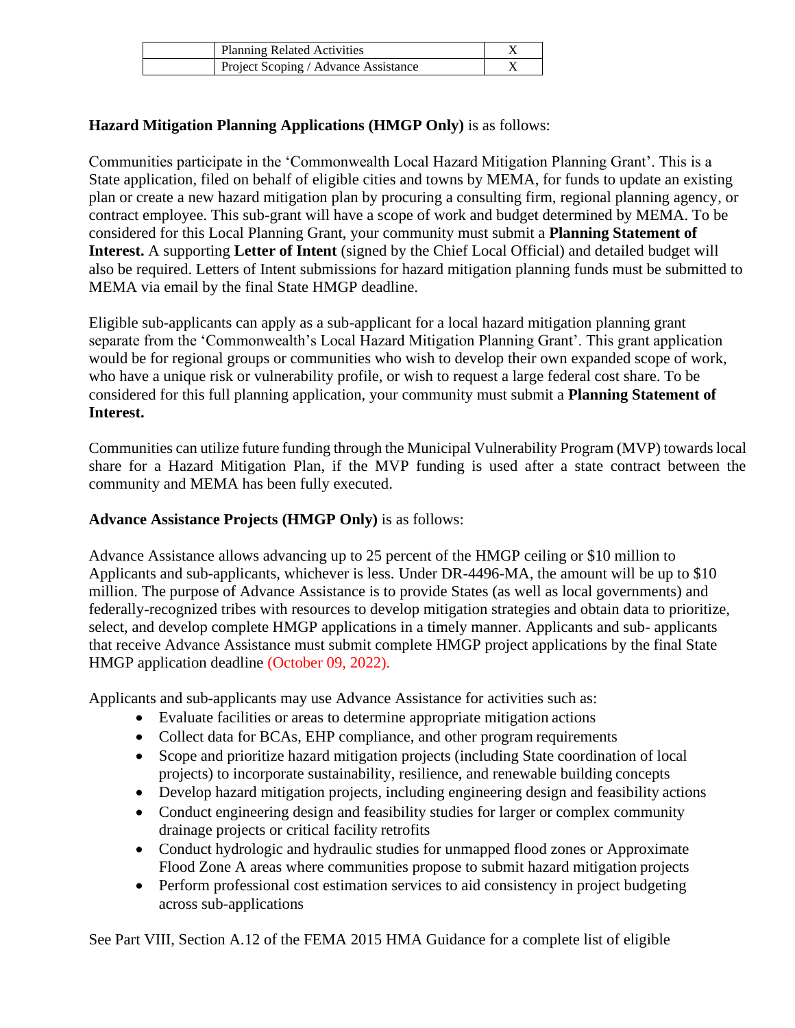| | Planning Related Activities | X |
|---|---|---|
| | Project Scoping / Advance Assistance | X |

**Hazard Mitigation Planning Applications (HMGP Only)** is as follows:

Communities participate in the 'Commonwealth Local Hazard Mitigation Planning Grant'. This is a State application, filed on behalf of eligible cities and towns by MEMA, for funds to update an existing plan or create a new hazard mitigation plan by procuring a consulting firm, regional planning agency, or contract employee. This sub-grant will have a scope of work and budget determined by MEMA. To be considered for this Local Planning Grant, your community must submit a **Planning Statement of Interest.** A supporting **Letter of Intent** (signed by the Chief Local Official) and detailed budget will also be required. Letters of Intent submissions for hazard mitigation planning funds must be submitted to MEMA via email by the final State HMGP deadline.

Eligible sub-applicants can apply as a sub-applicant for a local hazard mitigation planning grant separate from the 'Commonwealth's Local Hazard Mitigation Planning Grant'. This grant application would be for regional groups or communities who wish to develop their own expanded scope of work, who have a unique risk or vulnerability profile, or wish to request a large federal cost share. To be considered for this full planning application, your community must submit a **Planning Statement of Interest.**

Communities can utilize future funding through the Municipal Vulnerability Program (MVP) towards local share for a Hazard Mitigation Plan, if the MVP funding is used after a state contract between the community and MEMA has been fully executed.

**Advance Assistance Projects (HMGP Only)** is as follows:

Advance Assistance allows advancing up to 25 percent of the HMGP ceiling or $10 million to Applicants and sub-applicants, whichever is less. Under DR-4496-MA, the amount will be up to $10 million. The purpose of Advance Assistance is to provide States (as well as local governments) and federally-recognized tribes with resources to develop mitigation strategies and obtain data to prioritize, select, and develop complete HMGP applications in a timely manner. Applicants and sub- applicants that receive Advance Assistance must submit complete HMGP project applications by the final State HMGP application deadline (October 09, 2022).

Applicants and sub-applicants may use Advance Assistance for activities such as:

- Evaluate facilities or areas to determine appropriate mitigation actions
- Collect data for BCAs, EHP compliance, and other program requirements
- Scope and prioritize hazard mitigation projects (including State coordination of local projects) to incorporate sustainability, resilience, and renewable building concepts
- Develop hazard mitigation projects, including engineering design and feasibility actions
- Conduct engineering design and feasibility studies for larger or complex community drainage projects or critical facility retrofits
- Conduct hydrologic and hydraulic studies for unmapped flood zones or Approximate Flood Zone A areas where communities propose to submit hazard mitigation projects
- Perform professional cost estimation services to aid consistency in project budgeting across sub-applications

See Part VIII, Section A.12 of the FEMA 2015 HMA Guidance for a complete list of eligible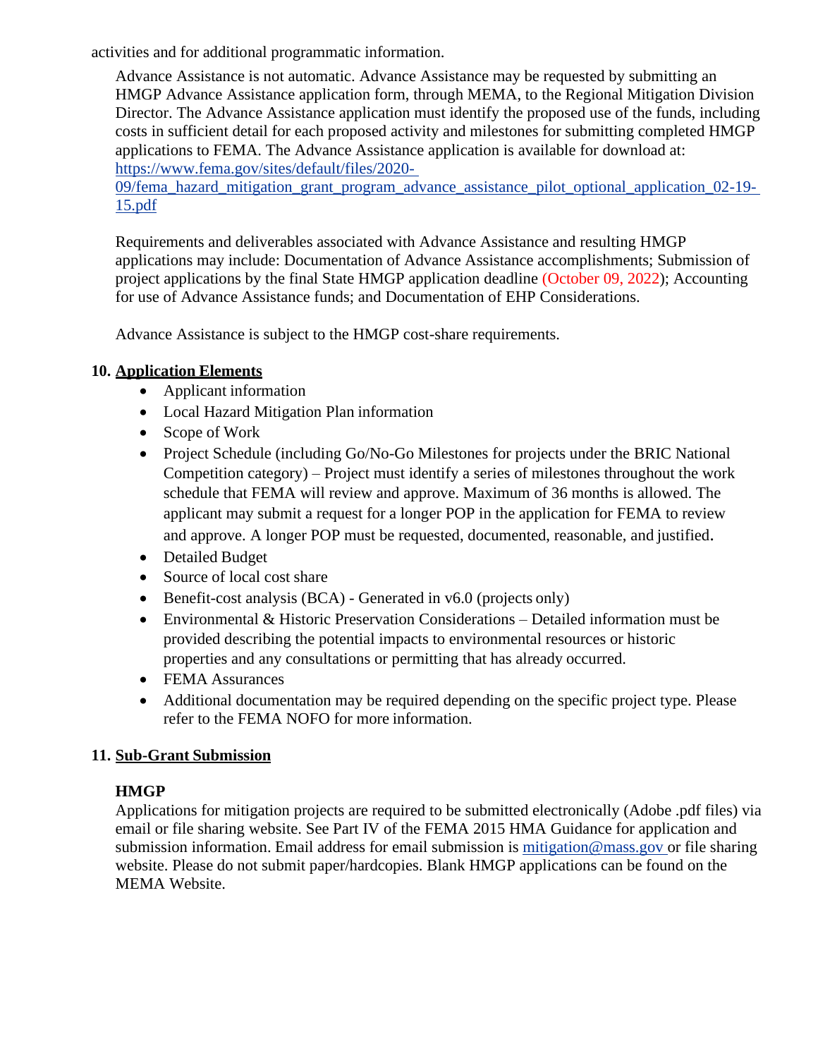activities and for additional programmatic information.

Advance Assistance is not automatic. Advance Assistance may be requested by submitting an HMGP Advance Assistance application form, through MEMA, to the Regional Mitigation Division Director. The Advance Assistance application must identify the proposed use of the funds, including costs in sufficient detail for each proposed activity and milestones for submitting completed HMGP applications to FEMA. The Advance Assistance application is available for download at: [https://www.fema.gov/sites/default/files/2020-09/fema_hazard_mitigation_grant_program_advance_assistance_pilot_optional_application_02-19-15.pdf](https://www.fema.gov/sites/default/files/2020-09/fema_hazard_mitigation_grant_program_advance_assistance_pilot_optional_application_02-19-15.pdf)

Requirements and deliverables associated with Advance Assistance and resulting HMGP applications may include: Documentation of Advance Assistance accomplishments; Submission of project applications by the final State HMGP application deadline (October 09, 2022); Accounting for use of Advance Assistance funds; and Documentation of EHP Considerations.

Advance Assistance is subject to the HMGP cost-share requirements.

**10. Application Elements**

- Applicant information
- Local Hazard Mitigation Plan information
- Scope of Work
- Project Schedule (including Go/No-Go Milestones for projects under the BRIC National Competition category) – Project must identify a series of milestones throughout the work schedule that FEMA will review and approve. Maximum of 36 months is allowed. The applicant may submit a request for a longer POP in the application for FEMA to review and approve. A longer POP must be requested, documented, reasonable, and justified.
- Detailed Budget
- Source of local cost share
- Benefit-cost analysis (BCA) - Generated in v6.0 (projects only)
- Environmental & Historic Preservation Considerations – Detailed information must be provided describing the potential impacts to environmental resources or historic properties and any consultations or permitting that has already occurred.
- FEMA Assurances
- Additional documentation may be required depending on the specific project type. Please refer to the FEMA NOFO for more information.

**11. Sub-Grant Submission**

**HMGP**

Applications for mitigation projects are required to be submitted electronically (Adobe .pdf files) via email or file sharing website. See Part IV of the FEMA 2015 HMA Guidance for application and submission information. Email address for email submission is mitigation@mass.gov or file sharing website. Please do not submit paper/hardcopies. Blank HMGP applications can be found on the MEMA Website.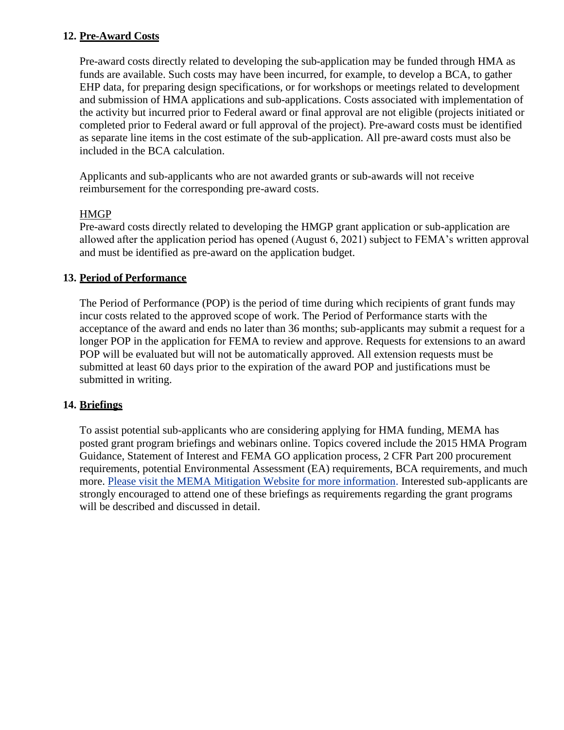## 12. Pre-Award Costs

Pre-award costs directly related to developing the sub-application may be funded through HMA as funds are available. Such costs may have been incurred, for example, to develop a BCA, to gather EHP data, for preparing design specifications, or for workshops or meetings related to development and submission of HMA applications and sub-applications. Costs associated with implementation of the activity but incurred prior to Federal award or final approval are not eligible (projects initiated or completed prior to Federal award or full approval of the project). Pre-award costs must be identified as separate line items in the cost estimate of the sub-application. All pre-award costs must also be included in the BCA calculation.

Applicants and sub-applicants who are not awarded grants or sub-awards will not receive reimbursement for the corresponding pre-award costs.

HMGP

Pre-award costs directly related to developing the HMGP grant application or sub-application are allowed after the application period has opened (August 6, 2021) subject to FEMA's written approval and must be identified as pre-award on the application budget.

## 13. Period of Performance

The Period of Performance (POP) is the period of time during which recipients of grant funds may incur costs related to the approved scope of work. The Period of Performance starts with the acceptance of the award and ends no later than 36 months; sub-applicants may submit a request for a longer POP in the application for FEMA to review and approve. Requests for extensions to an award POP will be evaluated but will not be automatically approved. All extension requests must be submitted at least 60 days prior to the expiration of the award POP and justifications must be submitted in writing.

## 14. Briefings

To assist potential sub-applicants who are considering applying for HMA funding, MEMA has posted grant program briefings and webinars online. Topics covered include the 2015 HMA Program Guidance, Statement of Interest and FEMA GO application process, 2 CFR Part 200 procurement requirements, potential Environmental Assessment (EA) requirements, BCA requirements, and much more. Please visit the MEMA Mitigation Website for more information. Interested sub-applicants are strongly encouraged to attend one of these briefings as requirements regarding the grant programs will be described and discussed in detail.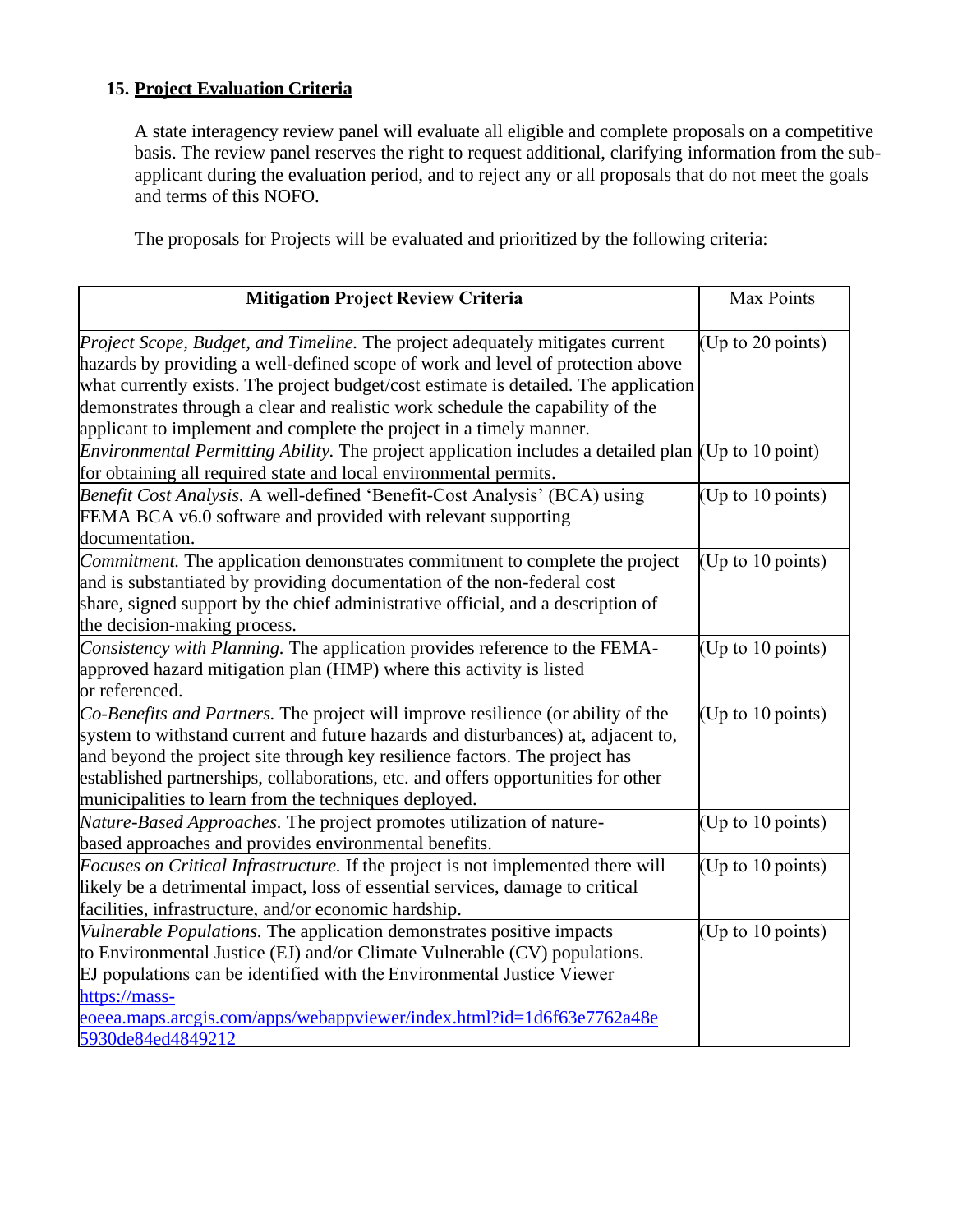### 15. **Project Evaluation Criteria**

A state interagency review panel will evaluate all eligible and complete proposals on a competitive basis. The review panel reserves the right to request additional, clarifying information from the sub-applicant during the evaluation period, and to reject any or all proposals that do not meet the goals and terms of this NOFO.

The proposals for Projects will be evaluated and prioritized by the following criteria:

| **Mitigation Project Review Criteria** | Max Points |
|---|---|
| *Project Scope, Budget, and Timeline.* The project adequately mitigates current hazards by providing a well-defined scope of work and level of protection above what currently exists. The project budget/cost estimate is detailed. The application demonstrates through a clear and realistic work schedule the capability of the applicant to implement and complete the project in a timely manner. | (Up to 20 points) |
| *Environmental Permitting Ability.* The project application includes a detailed plan for obtaining all required state and local environmental permits. | (Up to 10 point) |
| *Benefit Cost Analysis.* A well-defined 'Benefit-Cost Analysis' (BCA) using FEMA BCA v6.0 software and provided with relevant supporting documentation. | (Up to 10 points) |
| *Commitment.* The application demonstrates commitment to complete the project and is substantiated by providing documentation of the non-federal cost share, signed support by the chief administrative official, and a description of the decision-making process. | (Up to 10 points) |
| *Consistency with Planning.* The application provides reference to the FEMA-approved hazard mitigation plan (HMP) where this activity is listed or referenced. | (Up to 10 points) |
| *Co-Benefits and Partners.* The project will improve resilience (or ability of the system to withstand current and future hazards and disturbances) at, adjacent to, and beyond the project site through key resilience factors. The project has established partnerships, collaborations, etc. and offers opportunities for other municipalities to learn from the techniques deployed. | (Up to 10 points) |
| *Nature-Based Approaches.* The project promotes utilization of nature-based approaches and provides environmental benefits. | (Up to 10 points) |
| *Focuses on Critical Infrastructure.* If the project is not implemented there will likely be a detrimental impact, loss of essential services, damage to critical facilities, infrastructure, and/or economic hardship. | (Up to 10 points) |
| *Vulnerable Populations.* The application demonstrates positive impacts to Environmental Justice (EJ) and/or Climate Vulnerable (CV) populations. EJ populations can be identified with the Environmental Justice Viewer https://mass-eoeea.maps.arcgis.com/apps/webappviewer/index.html?id=1d6f63e7762a48e5930de84ed4849212 | (Up to 10 points) |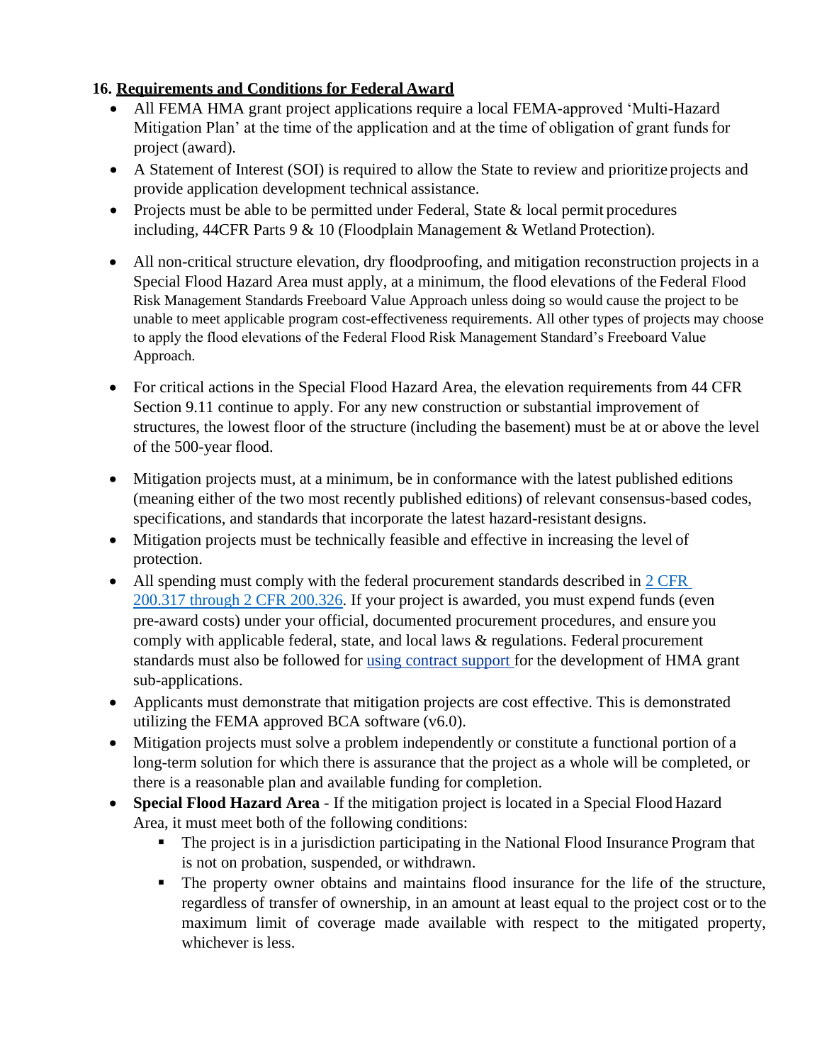**16. Requirements and Conditions for Federal Award**

- All FEMA HMA grant project applications require a local FEMA-approved 'Multi-Hazard Mitigation Plan' at the time of the application and at the time of obligation of grant funds for project (award).
- A Statement of Interest (SOI) is required to allow the State to review and prioritize projects and provide application development technical assistance.
- Projects must be able to be permitted under Federal, State & local permit procedures including, 44CFR Parts 9 & 10 (Floodplain Management & Wetland Protection).
- All non-critical structure elevation, dry floodproofing, and mitigation reconstruction projects in a Special Flood Hazard Area must apply, at a minimum, the flood elevations of the Federal Flood Risk Management Standards Freeboard Value Approach unless doing so would cause the project to be unable to meet applicable program cost-effectiveness requirements. All other types of projects may choose to apply the flood elevations of the Federal Flood Risk Management Standard's Freeboard Value Approach.
- For critical actions in the Special Flood Hazard Area, the elevation requirements from 44 CFR Section 9.11 continue to apply. For any new construction or substantial improvement of structures, the lowest floor of the structure (including the basement) must be at or above the level of the 500-year flood.
- Mitigation projects must, at a minimum, be in conformance with the latest published editions (meaning either of the two most recently published editions) of relevant consensus-based codes, specifications, and standards that incorporate the latest hazard-resistant designs.
- Mitigation projects must be technically feasible and effective in increasing the level of protection.
- All spending must comply with the federal procurement standards described in [2 CFR 200.317 through 2 CFR 200.326](). If your project is awarded, you must expend funds (even pre-award costs) under your official, documented procurement procedures, and ensure you comply with applicable federal, state, and local laws & regulations. Federal procurement standards must also be followed for [using contract support]() for the development of HMA grant sub-applications.
- Applicants must demonstrate that mitigation projects are cost effective. This is demonstrated utilizing the FEMA approved BCA software (v6.0).
- Mitigation projects must solve a problem independently or constitute a functional portion of a long-term solution for which there is assurance that the project as a whole will be completed, or there is a reasonable plan and available funding for completion.
- **Special Flood Hazard Area** - If the mitigation project is located in a Special Flood Hazard Area, it must meet both of the following conditions:
  - The project is in a jurisdiction participating in the National Flood Insurance Program that is not on probation, suspended, or withdrawn.
  - The property owner obtains and maintains flood insurance for the life of the structure, regardless of transfer of ownership, in an amount at least equal to the project cost or to the maximum limit of coverage made available with respect to the mitigated property, whichever is less.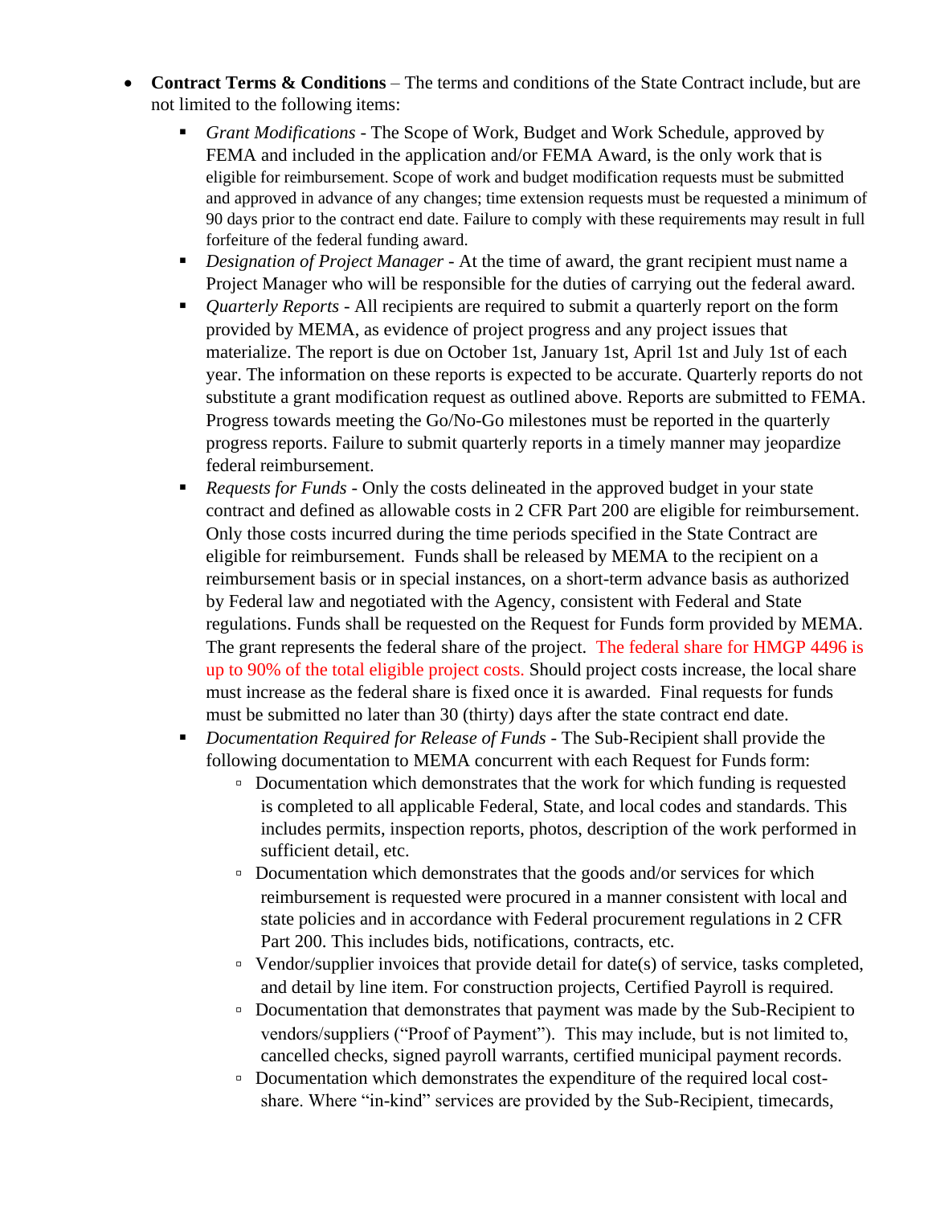- **Contract Terms & Conditions** – The terms and conditions of the State Contract include, but are not limited to the following items:
  - *Grant Modifications* - The Scope of Work, Budget and Work Schedule, approved by FEMA and included in the application and/or FEMA Award, is the only work that is eligible for reimbursement. Scope of work and budget modification requests must be submitted and approved in advance of any changes; time extension requests must be requested a minimum of 90 days prior to the contract end date. Failure to comply with these requirements may result in full forfeiture of the federal funding award.
  - *Designation of Project Manager* - At the time of award, the grant recipient must name a Project Manager who will be responsible for the duties of carrying out the federal award.
  - *Quarterly Reports* - All recipients are required to submit a quarterly report on the form provided by MEMA, as evidence of project progress and any project issues that materialize. The report is due on October 1st, January 1st, April 1st and July 1st of each year. The information on these reports is expected to be accurate. Quarterly reports do not substitute a grant modification request as outlined above. Reports are submitted to FEMA. Progress towards meeting the Go/No-Go milestones must be reported in the quarterly progress reports. Failure to submit quarterly reports in a timely manner may jeopardize federal reimbursement.
  - *Requests for Funds* - Only the costs delineated in the approved budget in your state contract and defined as allowable costs in 2 CFR Part 200 are eligible for reimbursement. Only those costs incurred during the time periods specified in the State Contract are eligible for reimbursement. Funds shall be released by MEMA to the recipient on a reimbursement basis or in special instances, on a short-term advance basis as authorized by Federal law and negotiated with the Agency, consistent with Federal and State regulations. Funds shall be requested on the Request for Funds form provided by MEMA. The grant represents the federal share of the project. The federal share for HMGP 4496 is up to 90% of the total eligible project costs. Should project costs increase, the local share must increase as the federal share is fixed once it is awarded. Final requests for funds must be submitted no later than 30 (thirty) days after the state contract end date.
  - *Documentation Required for Release of Funds* - The Sub-Recipient shall provide the following documentation to MEMA concurrent with each Request for Funds form:
    - Documentation which demonstrates that the work for which funding is requested is completed to all applicable Federal, State, and local codes and standards. This includes permits, inspection reports, photos, description of the work performed in sufficient detail, etc.
    - Documentation which demonstrates that the goods and/or services for which reimbursement is requested were procured in a manner consistent with local and state policies and in accordance with Federal procurement regulations in 2 CFR Part 200. This includes bids, notifications, contracts, etc.
    - Vendor/supplier invoices that provide detail for date(s) of service, tasks completed, and detail by line item. For construction projects, Certified Payroll is required.
    - Documentation that demonstrates that payment was made by the Sub-Recipient to vendors/suppliers ("Proof of Payment"). This may include, but is not limited to, cancelled checks, signed payroll warrants, certified municipal payment records.
    - Documentation which demonstrates the expenditure of the required local cost-share. Where "in-kind" services are provided by the Sub-Recipient, timecards,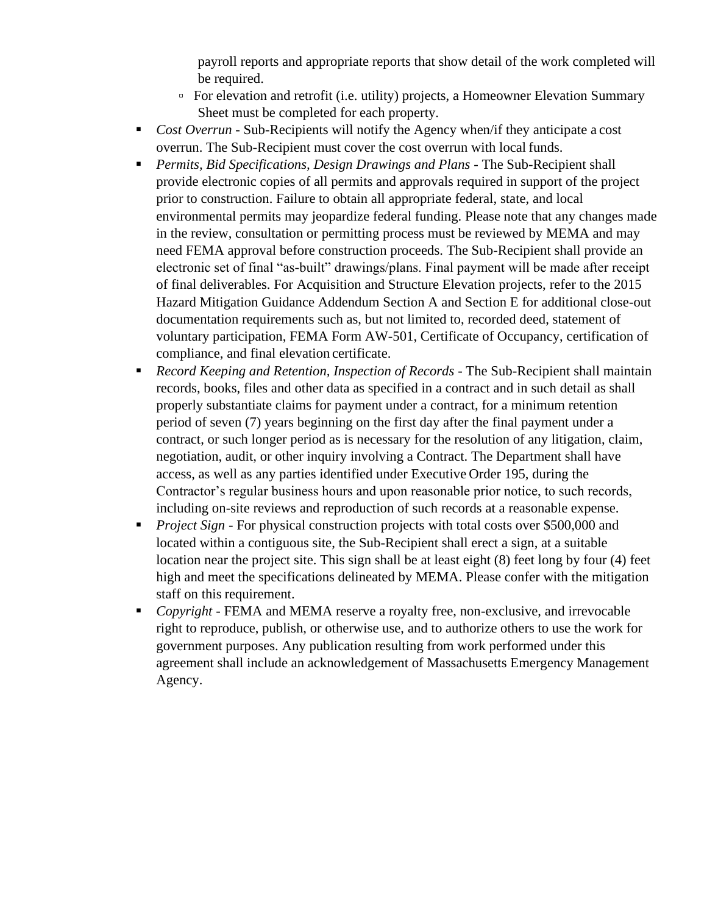payroll reports and appropriate reports that show detail of the work completed will be required.
  - For elevation and retrofit (i.e. utility) projects, a Homeowner Elevation Summary Sheet must be completed for each property.
- *Cost Overrun* - Sub-Recipients will notify the Agency when/if they anticipate a cost overrun. The Sub-Recipient must cover the cost overrun with local funds.
- *Permits, Bid Specifications, Design Drawings and Plans* - The Sub-Recipient shall provide electronic copies of all permits and approvals required in support of the project prior to construction. Failure to obtain all appropriate federal, state, and local environmental permits may jeopardize federal funding. Please note that any changes made in the review, consultation or permitting process must be reviewed by MEMA and may need FEMA approval before construction proceeds. The Sub-Recipient shall provide an electronic set of final "as-built" drawings/plans. Final payment will be made after receipt of final deliverables. For Acquisition and Structure Elevation projects, refer to the 2015 Hazard Mitigation Guidance Addendum Section A and Section E for additional close-out documentation requirements such as, but not limited to, recorded deed, statement of voluntary participation, FEMA Form AW-501, Certificate of Occupancy, certification of compliance, and final elevation certificate.
- *Record Keeping and Retention, Inspection of Records* - The Sub-Recipient shall maintain records, books, files and other data as specified in a contract and in such detail as shall properly substantiate claims for payment under a contract, for a minimum retention period of seven (7) years beginning on the first day after the final payment under a contract, or such longer period as is necessary for the resolution of any litigation, claim, negotiation, audit, or other inquiry involving a Contract. The Department shall have access, as well as any parties identified under Executive Order 195, during the Contractor's regular business hours and upon reasonable prior notice, to such records, including on-site reviews and reproduction of such records at a reasonable expense.
- *Project Sign* - For physical construction projects with total costs over $500,000 and located within a contiguous site, the Sub-Recipient shall erect a sign, at a suitable location near the project site. This sign shall be at least eight (8) feet long by four (4) feet high and meet the specifications delineated by MEMA. Please confer with the mitigation staff on this requirement.
- *Copyright* - FEMA and MEMA reserve a royalty free, non-exclusive, and irrevocable right to reproduce, publish, or otherwise use, and to authorize others to use the work for government purposes. Any publication resulting from work performed under this agreement shall include an acknowledgement of Massachusetts Emergency Management Agency.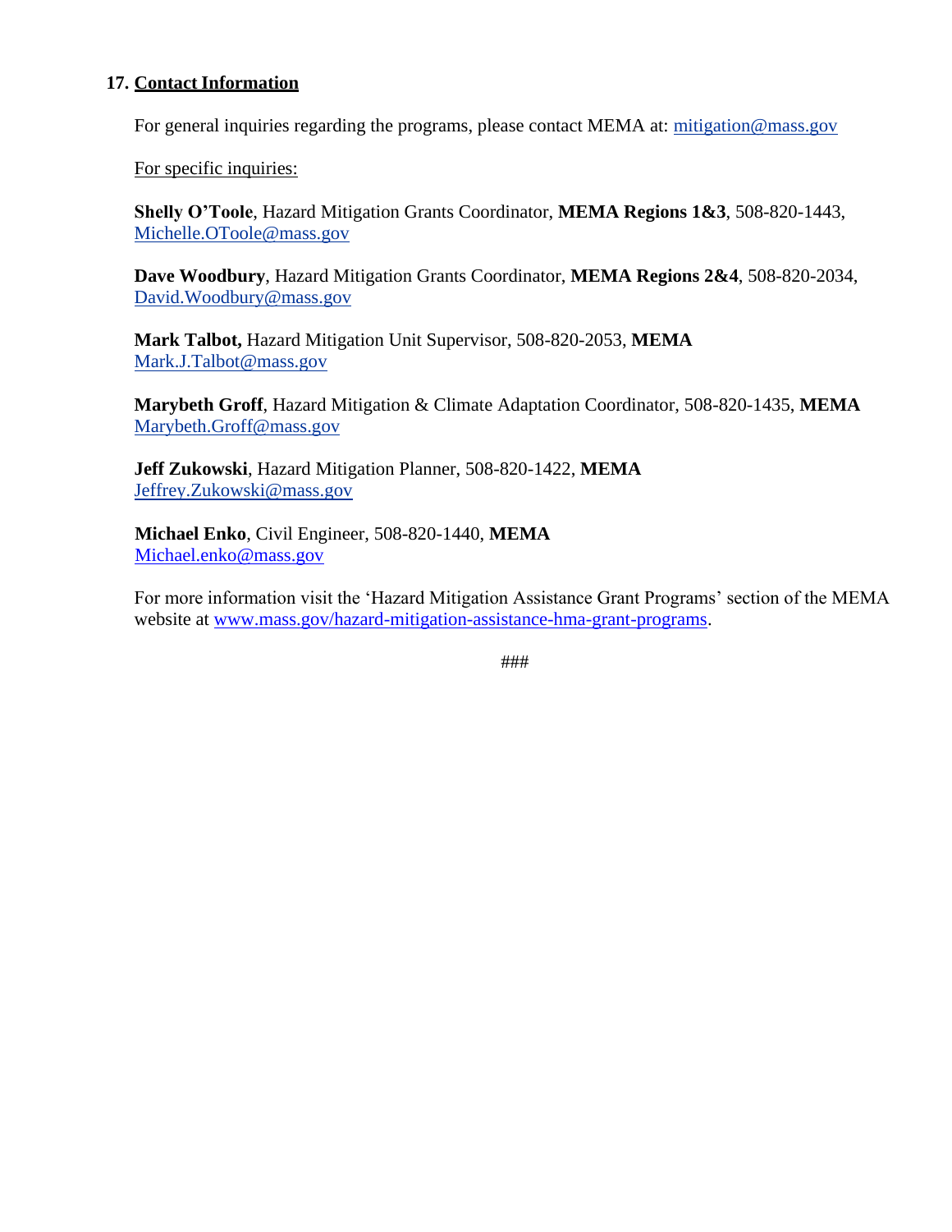## 17. Contact Information

For general inquiries regarding the programs, please contact MEMA at: mitigation@mass.gov

For specific inquiries:

**Shelly O'Toole**, Hazard Mitigation Grants Coordinator, **MEMA Regions 1&3**, 508-820-1443, Michelle.OToole@mass.gov

**Dave Woodbury**, Hazard Mitigation Grants Coordinator, **MEMA Regions 2&4**, 508-820-2034, David.Woodbury@mass.gov

**Mark Talbot,** Hazard Mitigation Unit Supervisor, 508-820-2053, **MEMA** Mark.J.Talbot@mass.gov

**Marybeth Groff**, Hazard Mitigation & Climate Adaptation Coordinator, 508-820-1435, **MEMA** Marybeth.Groff@mass.gov

**Jeff Zukowski**, Hazard Mitigation Planner, 508-820-1422, **MEMA** Jeffrey.Zukowski@mass.gov

**Michael Enko**, Civil Engineer, 508-820-1440, **MEMA** Michael.enko@mass.gov

For more information visit the 'Hazard Mitigation Assistance Grant Programs' section of the MEMA website at www.mass.gov/hazard-mitigation-assistance-hma-grant-programs.

###